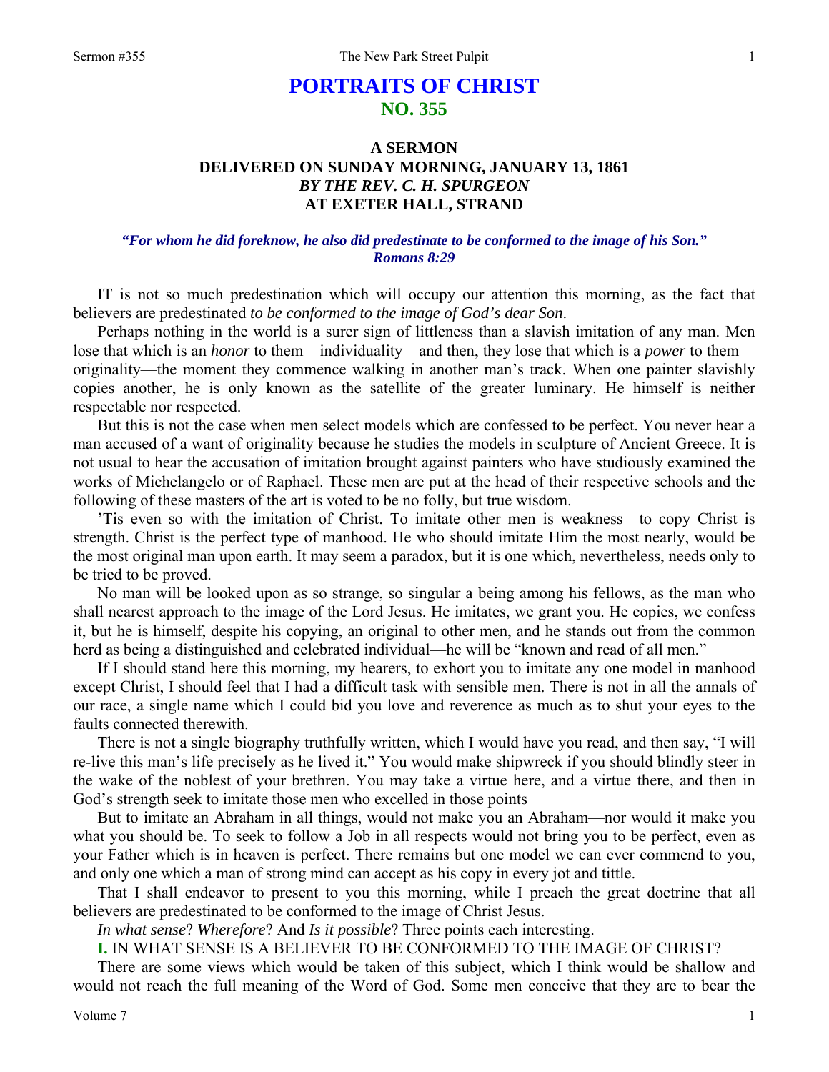# PORTRAITS OF CHRIST
## NO. 355

### A SERMON
### DELIVERED ON SUNDAY MORNING, JANUARY 13, 1861
### *BY THE REV. C. H. SPURGEON*
### AT EXETER HALL, STRAND

***"For whom he did foreknow, he also did predestinate to be conformed to the image of his Son." Romans 8:29***

IT is not so much predestination which will occupy our attention this morning, as the fact that believers are predestinated *to be conformed to the image of God's dear Son*.

Perhaps nothing in the world is a surer sign of littleness than a slavish imitation of any man. Men lose that which is an *honor* to them—individuality—and then, they lose that which is a *power* to them—originality—the moment they commence walking in another man's track. When one painter slavishly copies another, he is only known as the satellite of the greater luminary. He himself is neither respectable nor respected.

But this is not the case when men select models which are confessed to be perfect. You never hear a man accused of a want of originality because he studies the models in sculpture of Ancient Greece. It is not usual to hear the accusation of imitation brought against painters who have studiously examined the works of Michelangelo or of Raphael. These men are put at the head of their respective schools and the following of these masters of the art is voted to be no folly, but true wisdom.

'Tis even so with the imitation of Christ. To imitate other men is weakness—to copy Christ is strength. Christ is the perfect type of manhood. He who should imitate Him the most nearly, would be the most original man upon earth. It may seem a paradox, but it is one which, nevertheless, needs only to be tried to be proved.

No man will be looked upon as so strange, so singular a being among his fellows, as the man who shall nearest approach to the image of the Lord Jesus. He imitates, we grant you. He copies, we confess it, but he is himself, despite his copying, an original to other men, and he stands out from the common herd as being a distinguished and celebrated individual—he will be "known and read of all men."

If I should stand here this morning, my hearers, to exhort you to imitate any one model in manhood except Christ, I should feel that I had a difficult task with sensible men. There is not in all the annals of our race, a single name which I could bid you love and reverence as much as to shut your eyes to the faults connected therewith.

There is not a single biography truthfully written, which I would have you read, and then say, "I will re-live this man's life precisely as he lived it." You would make shipwreck if you should blindly steer in the wake of the noblest of your brethren. You may take a virtue here, and a virtue there, and then in God's strength seek to imitate those men who excelled in those points

But to imitate an Abraham in all things, would not make you an Abraham—nor would it make you what you should be. To seek to follow a Job in all respects would not bring you to be perfect, even as your Father which is in heaven is perfect. There remains but one model we can ever commend to you, and only one which a man of strong mind can accept as his copy in every jot and tittle.

That I shall endeavor to present to you this morning, while I preach the great doctrine that all believers are predestinated to be conformed to the image of Christ Jesus.

*In what sense*? *Wherefore*? And *Is it possible*? Three points each interesting.

**I.** IN WHAT SENSE IS A BELIEVER TO BE CONFORMED TO THE IMAGE OF CHRIST?

There are some views which would be taken of this subject, which I think would be shallow and would not reach the full meaning of the Word of God. Some men conceive that they are to bear the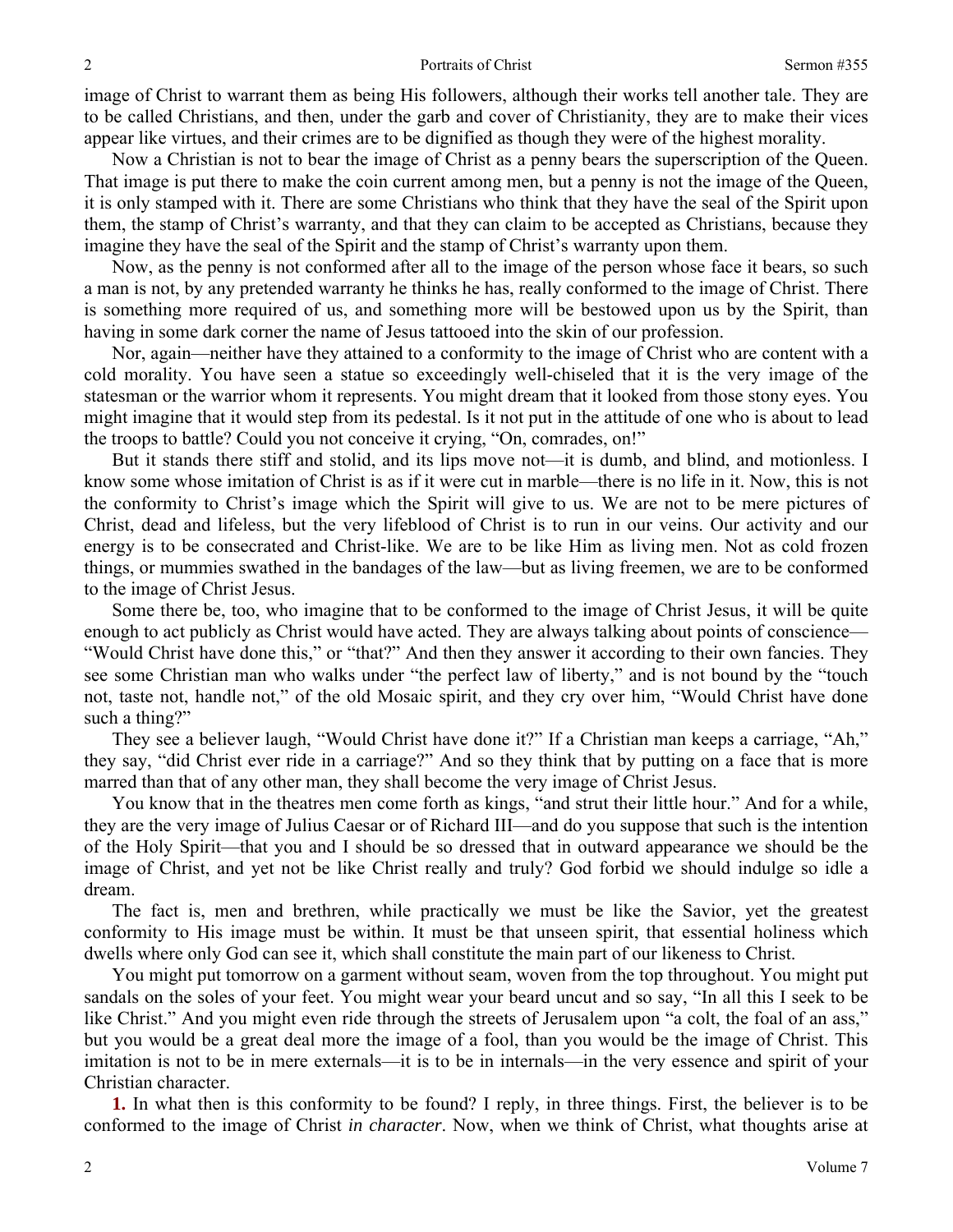image of Christ to warrant them as being His followers, although their works tell another tale. They are to be called Christians, and then, under the garb and cover of Christianity, they are to make their vices appear like virtues, and their crimes are to be dignified as though they were of the highest morality.

Now a Christian is not to bear the image of Christ as a penny bears the superscription of the Queen. That image is put there to make the coin current among men, but a penny is not the image of the Queen, it is only stamped with it. There are some Christians who think that they have the seal of the Spirit upon them, the stamp of Christ's warranty, and that they can claim to be accepted as Christians, because they imagine they have the seal of the Spirit and the stamp of Christ's warranty upon them.

Now, as the penny is not conformed after all to the image of the person whose face it bears, so such a man is not, by any pretended warranty he thinks he has, really conformed to the image of Christ. There is something more required of us, and something more will be bestowed upon us by the Spirit, than having in some dark corner the name of Jesus tattooed into the skin of our profession.

Nor, again—neither have they attained to a conformity to the image of Christ who are content with a cold morality. You have seen a statue so exceedingly well-chiseled that it is the very image of the statesman or the warrior whom it represents. You might dream that it looked from those stony eyes. You might imagine that it would step from its pedestal. Is it not put in the attitude of one who is about to lead the troops to battle? Could you not conceive it crying, "On, comrades, on!"

But it stands there stiff and stolid, and its lips move not—it is dumb, and blind, and motionless. I know some whose imitation of Christ is as if it were cut in marble—there is no life in it. Now, this is not the conformity to Christ's image which the Spirit will give to us. We are not to be mere pictures of Christ, dead and lifeless, but the very lifeblood of Christ is to run in our veins. Our activity and our energy is to be consecrated and Christ-like. We are to be like Him as living men. Not as cold frozen things, or mummies swathed in the bandages of the law—but as living freemen, we are to be conformed to the image of Christ Jesus.

Some there be, too, who imagine that to be conformed to the image of Christ Jesus, it will be quite enough to act publicly as Christ would have acted. They are always talking about points of conscience—"Would Christ have done this," or "that?" And then they answer it according to their own fancies. They see some Christian man who walks under "the perfect law of liberty," and is not bound by the "touch not, taste not, handle not," of the old Mosaic spirit, and they cry over him, "Would Christ have done such a thing?"

They see a believer laugh, "Would Christ have done it?" If a Christian man keeps a carriage, "Ah," they say, "did Christ ever ride in a carriage?" And so they think that by putting on a face that is more marred than that of any other man, they shall become the very image of Christ Jesus.

You know that in the theatres men come forth as kings, "and strut their little hour." And for a while, they are the very image of Julius Caesar or of Richard III—and do you suppose that such is the intention of the Holy Spirit—that you and I should be so dressed that in outward appearance we should be the image of Christ, and yet not be like Christ really and truly? God forbid we should indulge so idle a dream.

The fact is, men and brethren, while practically we must be like the Savior, yet the greatest conformity to His image must be within. It must be that unseen spirit, that essential holiness which dwells where only God can see it, which shall constitute the main part of our likeness to Christ.

You might put tomorrow on a garment without seam, woven from the top throughout. You might put sandals on the soles of your feet. You might wear your beard uncut and so say, "In all this I seek to be like Christ." And you might even ride through the streets of Jerusalem upon "a colt, the foal of an ass," but you would be a great deal more the image of a fool, than you would be the image of Christ. This imitation is not to be in mere externals—it is to be in internals—in the very essence and spirit of your Christian character.

**1.** In what then is this conformity to be found? I reply, in three things. First, the believer is to be conformed to the image of Christ *in character*. Now, when we think of Christ, what thoughts arise at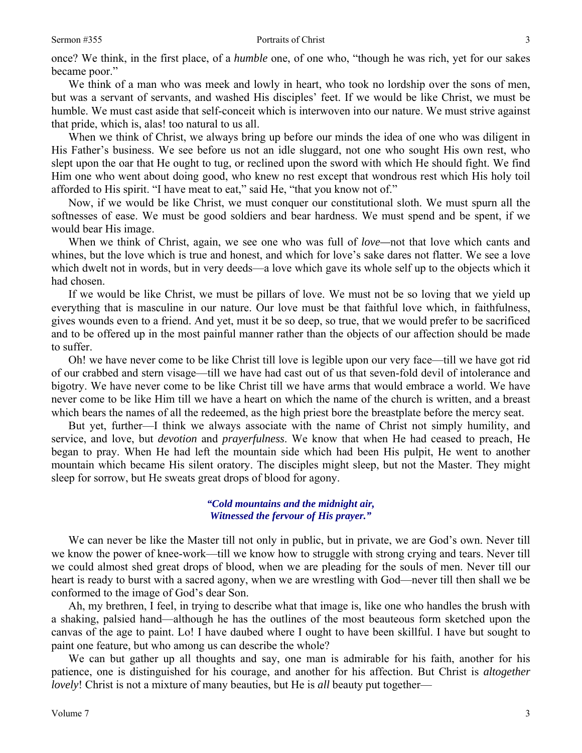once? We think, in the first place, of a *humble* one, of one who, "though he was rich, yet for our sakes became poor."

We think of a man who was meek and lowly in heart, who took no lordship over the sons of men, but was a servant of servants, and washed His disciples' feet. If we would be like Christ, we must be humble. We must cast aside that self-conceit which is interwoven into our nature. We must strive against that pride, which is, alas! too natural to us all.

When we think of Christ, we always bring up before our minds the idea of one who was diligent in His Father's business. We see before us not an idle sluggard, not one who sought His own rest, who slept upon the oar that He ought to tug, or reclined upon the sword with which He should fight. We find Him one who went about doing good, who knew no rest except that wondrous rest which His holy toil afforded to His spirit. "I have meat to eat," said He, "that you know not of."

Now, if we would be like Christ, we must conquer our constitutional sloth. We must spurn all the softnesses of ease. We must be good soldiers and bear hardness. We must spend and be spent, if we would bear His image.

When we think of Christ, again, we see one who was full of *love*—not that love which cants and whines, but the love which is true and honest, and which for love's sake dares not flatter. We see a love which dwelt not in words, but in very deeds—a love which gave its whole self up to the objects which it had chosen.

If we would be like Christ, we must be pillars of love. We must not be so loving that we yield up everything that is masculine in our nature. Our love must be that faithful love which, in faithfulness, gives wounds even to a friend. And yet, must it be so deep, so true, that we would prefer to be sacrificed and to be offered up in the most painful manner rather than the objects of our affection should be made to suffer.

Oh! we have never come to be like Christ till love is legible upon our very face—till we have got rid of our crabbed and stern visage—till we have had cast out of us that seven-fold devil of intolerance and bigotry. We have never come to be like Christ till we have arms that would embrace a world. We have never come to be like Him till we have a heart on which the name of the church is written, and a breast which bears the names of all the redeemed, as the high priest bore the breastplate before the mercy seat.

But yet, further—I think we always associate with the name of Christ not simply humility, and service, and love, but *devotion* and *prayerfulness*. We know that when He had ceased to preach, He began to pray. When He had left the mountain side which had been His pulpit, He went to another mountain which became His silent oratory. The disciples might sleep, but not the Master. They might sleep for sorrow, but He sweats great drops of blood for agony.

> ***"Cold mountains and the midnight air,***
> ***Witnessed the fervour of His prayer."***

We can never be like the Master till not only in public, but in private, we are God's own. Never till we know the power of knee-work—till we know how to struggle with strong crying and tears. Never till we could almost shed great drops of blood, when we are pleading for the souls of men. Never till our heart is ready to burst with a sacred agony, when we are wrestling with God—never till then shall we be conformed to the image of God's dear Son.

Ah, my brethren, I feel, in trying to describe what that image is, like one who handles the brush with a shaking, palsied hand—although he has the outlines of the most beauteous form sketched upon the canvas of the age to paint. Lo! I have daubed where I ought to have been skillful. I have but sought to paint one feature, but who among us can describe the whole?

We can but gather up all thoughts and say, one man is admirable for his faith, another for his patience, one is distinguished for his courage, and another for his affection. But Christ is *altogether lovely*! Christ is not a mixture of many beauties, but He is *all* beauty put together—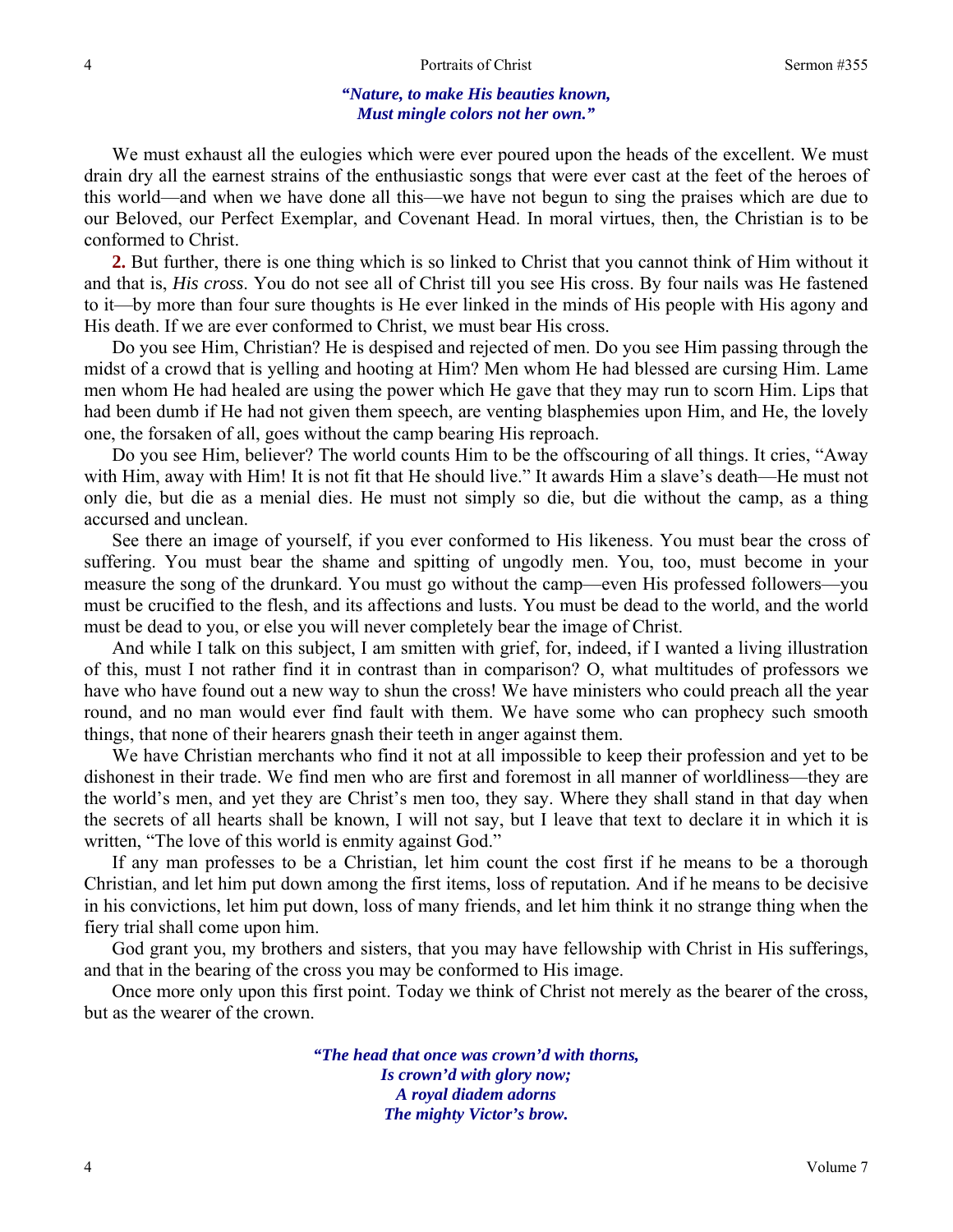*"Nature, to make His beauties known,*
*Must mingle colors not her own."*

We must exhaust all the eulogies which were ever poured upon the heads of the excellent. We must drain dry all the earnest strains of the enthusiastic songs that were ever cast at the feet of the heroes of this world—and when we have done all this—we have not begun to sing the praises which are due to our Beloved, our Perfect Exemplar, and Covenant Head. In moral virtues, then, the Christian is to be conformed to Christ.

**2.** But further, there is one thing which is so linked to Christ that you cannot think of Him without it and that is, *His cross*. You do not see all of Christ till you see His cross. By four nails was He fastened to it—by more than four sure thoughts is He ever linked in the minds of His people with His agony and His death. If we are ever conformed to Christ, we must bear His cross.

Do you see Him, Christian? He is despised and rejected of men. Do you see Him passing through the midst of a crowd that is yelling and hooting at Him? Men whom He had blessed are cursing Him. Lame men whom He had healed are using the power which He gave that they may run to scorn Him. Lips that had been dumb if He had not given them speech, are venting blasphemies upon Him, and He, the lovely one, the forsaken of all, goes without the camp bearing His reproach.

Do you see Him, believer? The world counts Him to be the offscouring of all things. It cries, "Away with Him, away with Him! It is not fit that He should live." It awards Him a slave's death—He must not only die, but die as a menial dies. He must not simply so die, but die without the camp, as a thing accursed and unclean.

See there an image of yourself, if you ever conformed to His likeness. You must bear the cross of suffering. You must bear the shame and spitting of ungodly men. You, too, must become in your measure the song of the drunkard. You must go without the camp—even His professed followers—you must be crucified to the flesh, and its affections and lusts. You must be dead to the world, and the world must be dead to you, or else you will never completely bear the image of Christ.

And while I talk on this subject, I am smitten with grief, for, indeed, if I wanted a living illustration of this, must I not rather find it in contrast than in comparison? O, what multitudes of professors we have who have found out a new way to shun the cross! We have ministers who could preach all the year round, and no man would ever find fault with them. We have some who can prophecy such smooth things, that none of their hearers gnash their teeth in anger against them.

We have Christian merchants who find it not at all impossible to keep their profession and yet to be dishonest in their trade. We find men who are first and foremost in all manner of worldliness—they are the world's men, and yet they are Christ's men too, they say. Where they shall stand in that day when the secrets of all hearts shall be known, I will not say, but I leave that text to declare it in which it is written, "The love of this world is enmity against God."

If any man professes to be a Christian, let him count the cost first if he means to be a thorough Christian, and let him put down among the first items, loss of reputation*.* And if he means to be decisive in his convictions, let him put down, loss of many friends, and let him think it no strange thing when the fiery trial shall come upon him.

God grant you, my brothers and sisters, that you may have fellowship with Christ in His sufferings, and that in the bearing of the cross you may be conformed to His image.

Once more only upon this first point. Today we think of Christ not merely as the bearer of the cross, but as the wearer of the crown.

*"The head that once was crown'd with thorns,*
*Is crown'd with glory now;*
*A royal diadem adorns*
*The mighty Victor's brow.*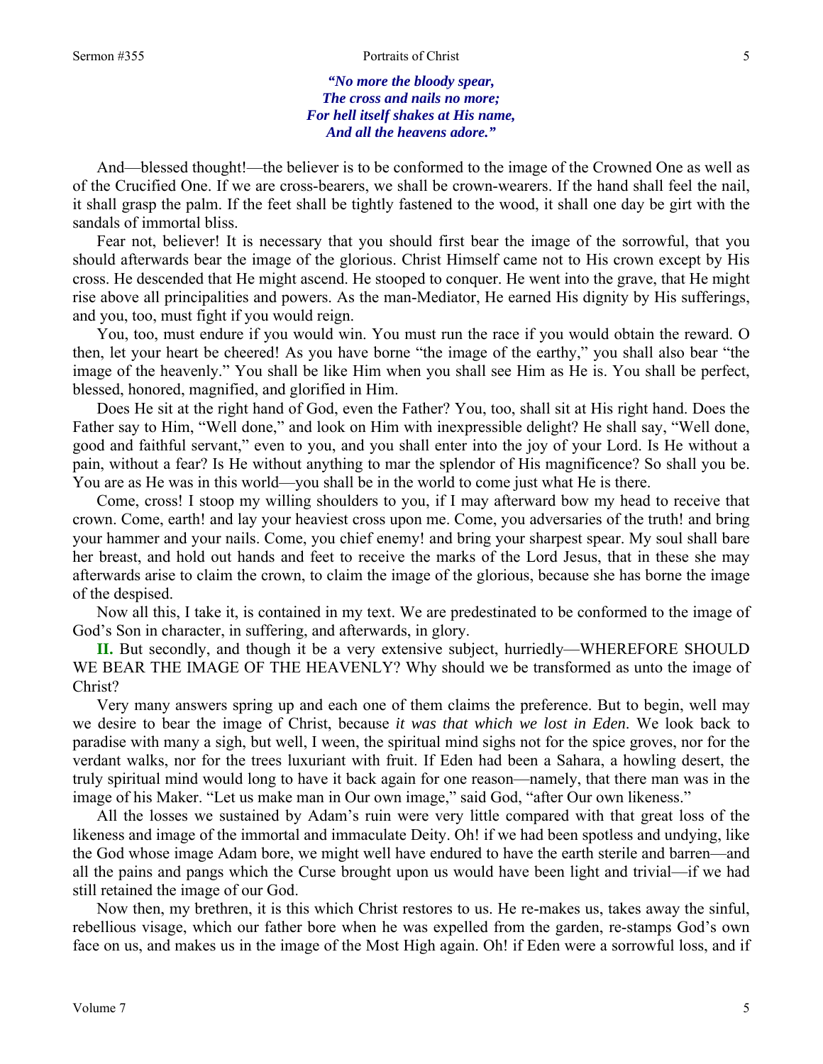*"No more the bloody spear,*
*The cross and nails no more;*
*For hell itself shakes at His name,*
*And all the heavens adore."*

And—blessed thought!—the believer is to be conformed to the image of the Crowned One as well as of the Crucified One. If we are cross-bearers, we shall be crown-wearers. If the hand shall feel the nail, it shall grasp the palm. If the feet shall be tightly fastened to the wood, it shall one day be girt with the sandals of immortal bliss.

Fear not, believer! It is necessary that you should first bear the image of the sorrowful, that you should afterwards bear the image of the glorious. Christ Himself came not to His crown except by His cross. He descended that He might ascend. He stooped to conquer. He went into the grave, that He might rise above all principalities and powers. As the man-Mediator, He earned His dignity by His sufferings, and you, too, must fight if you would reign.

You, too, must endure if you would win. You must run the race if you would obtain the reward. O then, let your heart be cheered! As you have borne "the image of the earthy," you shall also bear "the image of the heavenly." You shall be like Him when you shall see Him as He is. You shall be perfect, blessed, honored, magnified, and glorified in Him.

Does He sit at the right hand of God, even the Father? You, too, shall sit at His right hand. Does the Father say to Him, "Well done," and look on Him with inexpressible delight? He shall say, "Well done, good and faithful servant," even to you, and you shall enter into the joy of your Lord. Is He without a pain, without a fear? Is He without anything to mar the splendor of His magnificence? So shall you be. You are as He was in this world—you shall be in the world to come just what He is there.

Come, cross! I stoop my willing shoulders to you, if I may afterward bow my head to receive that crown. Come, earth! and lay your heaviest cross upon me. Come, you adversaries of the truth! and bring your hammer and your nails. Come, you chief enemy! and bring your sharpest spear. My soul shall bare her breast, and hold out hands and feet to receive the marks of the Lord Jesus, that in these she may afterwards arise to claim the crown, to claim the image of the glorious, because she has borne the image of the despised.

Now all this, I take it, is contained in my text. We are predestinated to be conformed to the image of God's Son in character, in suffering, and afterwards, in glory.

**II.** But secondly, and though it be a very extensive subject, hurriedly—WHEREFORE SHOULD WE BEAR THE IMAGE OF THE HEAVENLY? Why should we be transformed as unto the image of Christ?

Very many answers spring up and each one of them claims the preference. But to begin, well may we desire to bear the image of Christ, because *it was that which we lost in Eden*. We look back to paradise with many a sigh, but well, I ween, the spiritual mind sighs not for the spice groves, nor for the verdant walks, nor for the trees luxuriant with fruit. If Eden had been a Sahara, a howling desert, the truly spiritual mind would long to have it back again for one reason—namely, that there man was in the image of his Maker. "Let us make man in Our own image," said God, "after Our own likeness."

All the losses we sustained by Adam's ruin were very little compared with that great loss of the likeness and image of the immortal and immaculate Deity. Oh! if we had been spotless and undying, like the God whose image Adam bore, we might well have endured to have the earth sterile and barren—and all the pains and pangs which the Curse brought upon us would have been light and trivial—if we had still retained the image of our God.

Now then, my brethren, it is this which Christ restores to us. He re-makes us, takes away the sinful, rebellious visage, which our father bore when he was expelled from the garden, re-stamps God's own face on us, and makes us in the image of the Most High again. Oh! if Eden were a sorrowful loss, and if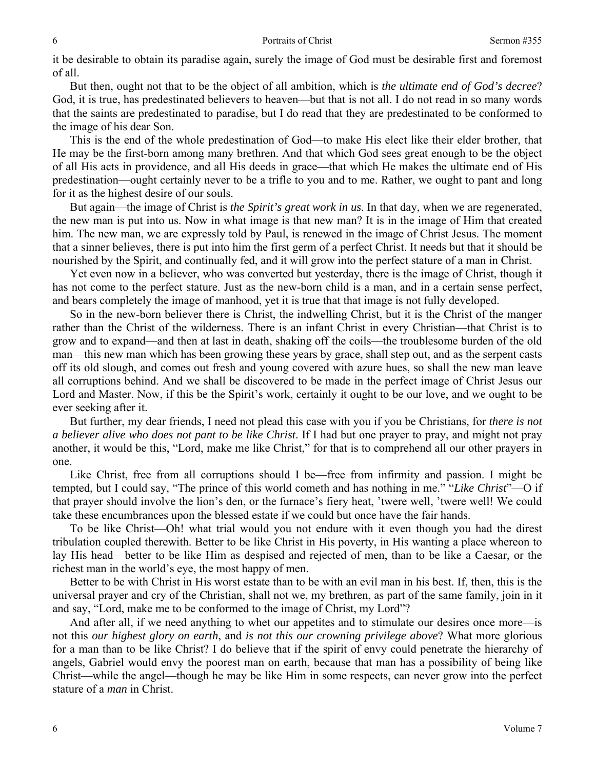it be desirable to obtain its paradise again, surely the image of God must be desirable first and foremost of all.

But then, ought not that to be the object of all ambition, which is *the ultimate end of God's decree*? God, it is true, has predestinated believers to heaven—but that is not all. I do not read in so many words that the saints are predestinated to paradise, but I do read that they are predestinated to be conformed to the image of his dear Son.

This is the end of the whole predestination of God—to make His elect like their elder brother, that He may be the first-born among many brethren. And that which God sees great enough to be the object of all His acts in providence, and all His deeds in grace—that which He makes the ultimate end of His predestination—ought certainly never to be a trifle to you and to me. Rather, we ought to pant and long for it as the highest desire of our souls.

But again—the image of Christ is *the Spirit's great work in us*. In that day, when we are regenerated, the new man is put into us. Now in what image is that new man? It is in the image of Him that created him. The new man, we are expressly told by Paul, is renewed in the image of Christ Jesus. The moment that a sinner believes, there is put into him the first germ of a perfect Christ. It needs but that it should be nourished by the Spirit, and continually fed, and it will grow into the perfect stature of a man in Christ.

Yet even now in a believer, who was converted but yesterday, there is the image of Christ, though it has not come to the perfect stature. Just as the new-born child is a man, and in a certain sense perfect, and bears completely the image of manhood, yet it is true that that image is not fully developed.

So in the new-born believer there is Christ, the indwelling Christ, but it is the Christ of the manger rather than the Christ of the wilderness. There is an infant Christ in every Christian—that Christ is to grow and to expand—and then at last in death, shaking off the coils—the troublesome burden of the old man—this new man which has been growing these years by grace, shall step out, and as the serpent casts off its old slough, and comes out fresh and young covered with azure hues, so shall the new man leave all corruptions behind. And we shall be discovered to be made in the perfect image of Christ Jesus our Lord and Master. Now, if this be the Spirit's work, certainly it ought to be our love, and we ought to be ever seeking after it.

But further, my dear friends, I need not plead this case with you if you be Christians, for *there is not a believer alive who does not pant to be like Christ*. If I had but one prayer to pray, and might not pray another, it would be this, "Lord, make me like Christ," for that is to comprehend all our other prayers in one.

Like Christ, free from all corruptions should I be—free from infirmity and passion. I might be tempted, but I could say, "The prince of this world cometh and has nothing in me." "*Like Christ*"—O if that prayer should involve the lion's den, or the furnace's fiery heat, 'twere well, 'twere well! We could take these encumbrances upon the blessed estate if we could but once have the fair hands.

To be like Christ—Oh! what trial would you not endure with it even though you had the direst tribulation coupled therewith. Better to be like Christ in His poverty, in His wanting a place whereon to lay His head—better to be like Him as despised and rejected of men, than to be like a Caesar, or the richest man in the world's eye, the most happy of men.

Better to be with Christ in His worst estate than to be with an evil man in his best. If, then, this is the universal prayer and cry of the Christian, shall not we, my brethren, as part of the same family, join in it and say, "Lord, make me to be conformed to the image of Christ, my Lord"?

And after all, if we need anything to whet our appetites and to stimulate our desires once more—is not this *our highest glory on earth*, and *is not this our crowning privilege above*? What more glorious for a man than to be like Christ? I do believe that if the spirit of envy could penetrate the hierarchy of angels, Gabriel would envy the poorest man on earth, because that man has a possibility of being like Christ—while the angel—though he may be like Him in some respects, can never grow into the perfect stature of a *man* in Christ.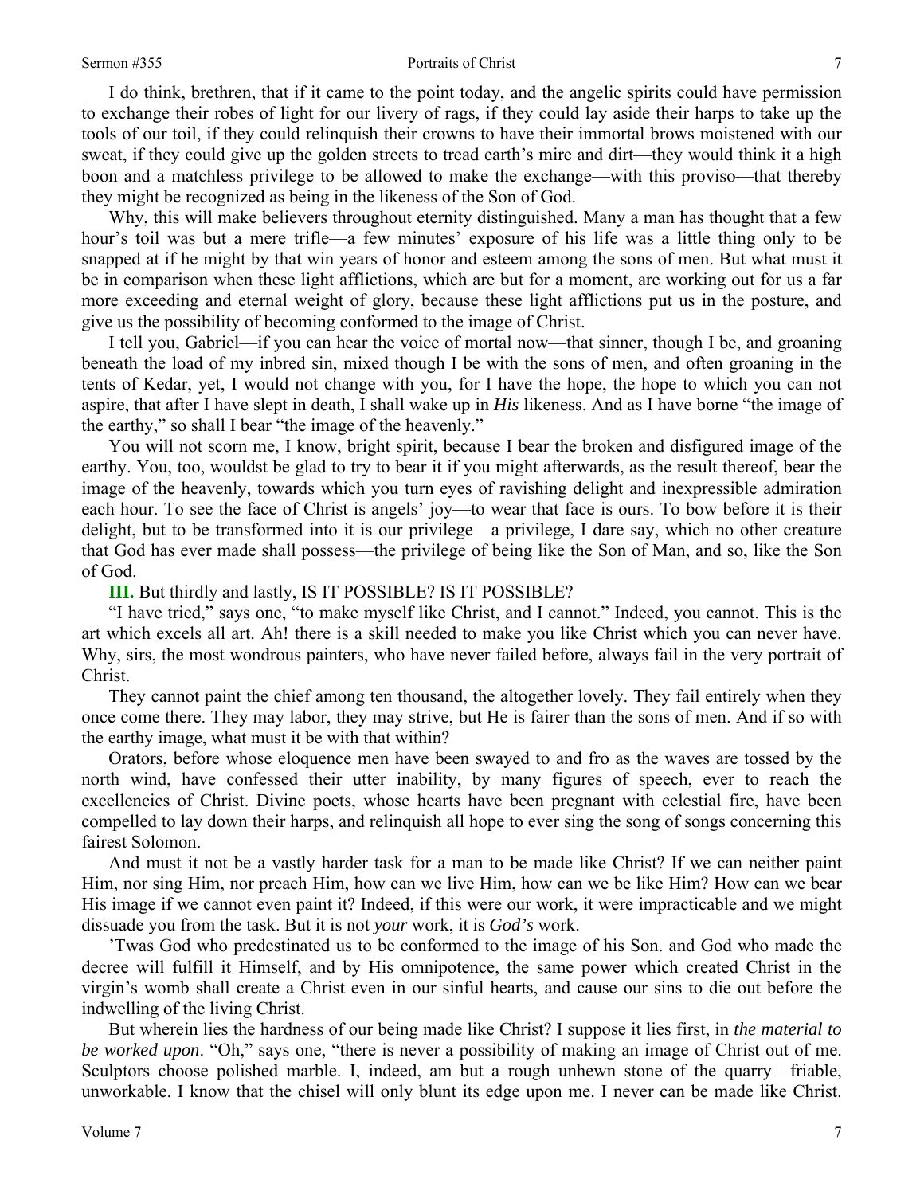I do think, brethren, that if it came to the point today, and the angelic spirits could have permission to exchange their robes of light for our livery of rags, if they could lay aside their harps to take up the tools of our toil, if they could relinquish their crowns to have their immortal brows moistened with our sweat, if they could give up the golden streets to tread earth's mire and dirt—they would think it a high boon and a matchless privilege to be allowed to make the exchange—with this proviso—that thereby they might be recognized as being in the likeness of the Son of God.

Why, this will make believers throughout eternity distinguished. Many a man has thought that a few hour's toil was but a mere trifle—a few minutes' exposure of his life was a little thing only to be snapped at if he might by that win years of honor and esteem among the sons of men. But what must it be in comparison when these light afflictions, which are but for a moment, are working out for us a far more exceeding and eternal weight of glory, because these light afflictions put us in the posture, and give us the possibility of becoming conformed to the image of Christ.

I tell you, Gabriel—if you can hear the voice of mortal now—that sinner, though I be, and groaning beneath the load of my inbred sin, mixed though I be with the sons of men, and often groaning in the tents of Kedar, yet, I would not change with you, for I have the hope, the hope to which you can not aspire, that after I have slept in death, I shall wake up in *His* likeness. And as I have borne "the image of the earthy," so shall I bear "the image of the heavenly."

You will not scorn me, I know, bright spirit, because I bear the broken and disfigured image of the earthy. You, too, wouldst be glad to try to bear it if you might afterwards, as the result thereof, bear the image of the heavenly, towards which you turn eyes of ravishing delight and inexpressible admiration each hour. To see the face of Christ is angels' joy—to wear that face is ours. To bow before it is their delight, but to be transformed into it is our privilege—a privilege, I dare say, which no other creature that God has ever made shall possess—the privilege of being like the Son of Man, and so, like the Son of God.

**III.** But thirdly and lastly, IS IT POSSIBLE? IS IT POSSIBLE?

"I have tried," says one, "to make myself like Christ, and I cannot." Indeed, you cannot. This is the art which excels all art. Ah! there is a skill needed to make you like Christ which you can never have. Why, sirs, the most wondrous painters, who have never failed before, always fail in the very portrait of Christ.

They cannot paint the chief among ten thousand, the altogether lovely. They fail entirely when they once come there. They may labor, they may strive, but He is fairer than the sons of men. And if so with the earthy image, what must it be with that within?

Orators, before whose eloquence men have been swayed to and fro as the waves are tossed by the north wind, have confessed their utter inability, by many figures of speech, ever to reach the excellencies of Christ. Divine poets, whose hearts have been pregnant with celestial fire, have been compelled to lay down their harps, and relinquish all hope to ever sing the song of songs concerning this fairest Solomon.

And must it not be a vastly harder task for a man to be made like Christ? If we can neither paint Him, nor sing Him, nor preach Him, how can we live Him, how can we be like Him? How can we bear His image if we cannot even paint it? Indeed, if this were our work, it were impracticable and we might dissuade you from the task. But it is not *your* work, it is *God's* work.

'Twas God who predestinated us to be conformed to the image of his Son. and God who made the decree will fulfill it Himself, and by His omnipotence, the same power which created Christ in the virgin's womb shall create a Christ even in our sinful hearts, and cause our sins to die out before the indwelling of the living Christ.

But wherein lies the hardness of our being made like Christ? I suppose it lies first, in *the material to be worked upon*. "Oh," says one, "there is never a possibility of making an image of Christ out of me. Sculptors choose polished marble. I, indeed, am but a rough unhewn stone of the quarry—friable, unworkable. I know that the chisel will only blunt its edge upon me. I never can be made like Christ.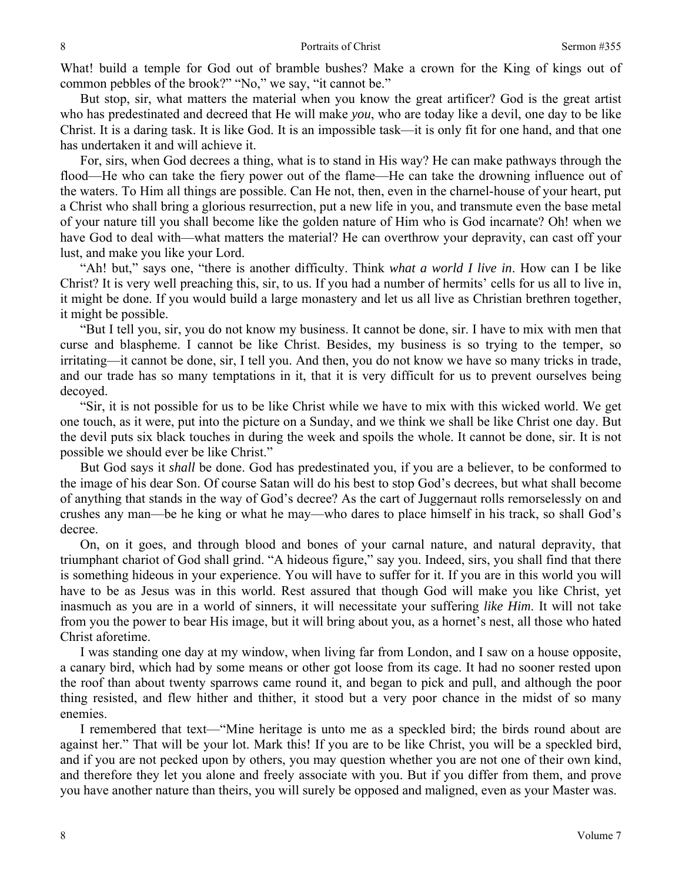What! build a temple for God out of bramble bushes? Make a crown for the King of kings out of common pebbles of the brook?" "No," we say, "it cannot be."

But stop, sir, what matters the material when you know the great artificer? God is the great artist who has predestinated and decreed that He will make *you*, who are today like a devil, one day to be like Christ. It is a daring task. It is like God. It is an impossible task—it is only fit for one hand, and that one has undertaken it and will achieve it.

For, sirs, when God decrees a thing, what is to stand in His way? He can make pathways through the flood—He who can take the fiery power out of the flame—He can take the drowning influence out of the waters. To Him all things are possible. Can He not, then, even in the charnel-house of your heart, put a Christ who shall bring a glorious resurrection, put a new life in you, and transmute even the base metal of your nature till you shall become like the golden nature of Him who is God incarnate? Oh! when we have God to deal with—what matters the material? He can overthrow your depravity, can cast off your lust, and make you like your Lord.

"Ah! but," says one, "there is another difficulty. Think *what a world I live in*. How can I be like Christ? It is very well preaching this, sir, to us. If you had a number of hermits' cells for us all to live in, it might be done. If you would build a large monastery and let us all live as Christian brethren together, it might be possible.

"But I tell you, sir, you do not know my business. It cannot be done, sir. I have to mix with men that curse and blaspheme. I cannot be like Christ. Besides, my business is so trying to the temper, so irritating—it cannot be done, sir, I tell you. And then, you do not know we have so many tricks in trade, and our trade has so many temptations in it, that it is very difficult for us to prevent ourselves being decoyed.

"Sir, it is not possible for us to be like Christ while we have to mix with this wicked world. We get one touch, as it were, put into the picture on a Sunday, and we think we shall be like Christ one day. But the devil puts six black touches in during the week and spoils the whole. It cannot be done, sir. It is not possible we should ever be like Christ."

But God says it *shall* be done. God has predestinated you, if you are a believer, to be conformed to the image of his dear Son. Of course Satan will do his best to stop God's decrees, but what shall become of anything that stands in the way of God's decree? As the cart of Juggernaut rolls remorselessly on and crushes any man—be he king or what he may—who dares to place himself in his track, so shall God's decree.

On, on it goes, and through blood and bones of your carnal nature, and natural depravity, that triumphant chariot of God shall grind. "A hideous figure," say you. Indeed, sirs, you shall find that there is something hideous in your experience. You will have to suffer for it. If you are in this world you will have to be as Jesus was in this world. Rest assured that though God will make you like Christ, yet inasmuch as you are in a world of sinners, it will necessitate your suffering *like Him*. It will not take from you the power to bear His image, but it will bring about you, as a hornet's nest, all those who hated Christ aforetime.

I was standing one day at my window, when living far from London, and I saw on a house opposite, a canary bird, which had by some means or other got loose from its cage. It had no sooner rested upon the roof than about twenty sparrows came round it, and began to pick and pull, and although the poor thing resisted, and flew hither and thither, it stood but a very poor chance in the midst of so many enemies.

I remembered that text—"Mine heritage is unto me as a speckled bird; the birds round about are against her." That will be your lot. Mark this! If you are to be like Christ, you will be a speckled bird, and if you are not pecked upon by others, you may question whether you are not one of their own kind, and therefore they let you alone and freely associate with you. But if you differ from them, and prove you have another nature than theirs, you will surely be opposed and maligned, even as your Master was.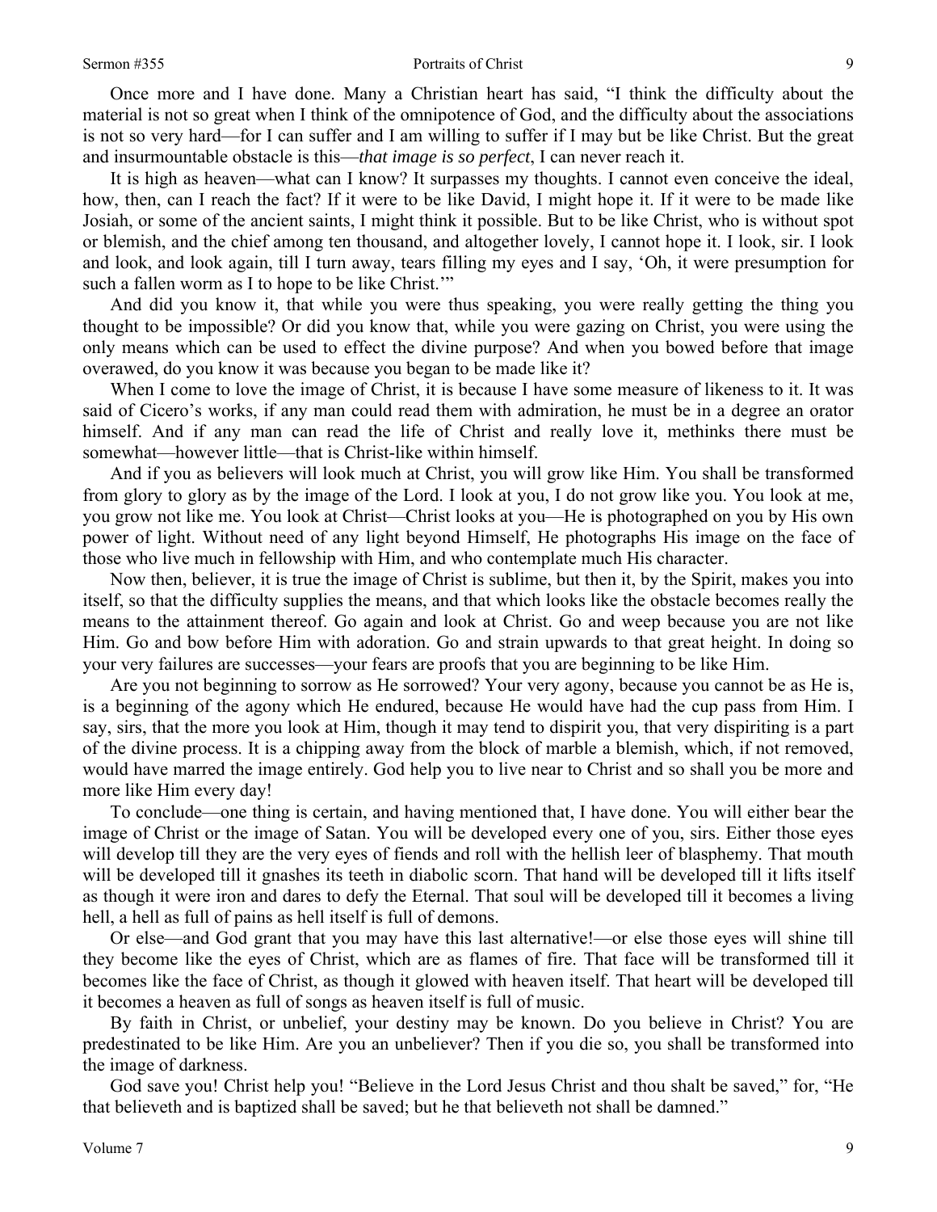Once more and I have done. Many a Christian heart has said, "I think the difficulty about the material is not so great when I think of the omnipotence of God, and the difficulty about the associations is not so very hard—for I can suffer and I am willing to suffer if I may but be like Christ. But the great and insurmountable obstacle is this—*that image is so perfect*, I can never reach it.

It is high as heaven—what can I know? It surpasses my thoughts. I cannot even conceive the ideal, how, then, can I reach the fact? If it were to be like David, I might hope it. If it were to be made like Josiah, or some of the ancient saints, I might think it possible. But to be like Christ, who is without spot or blemish, and the chief among ten thousand, and altogether lovely, I cannot hope it. I look, sir. I look and look, and look again, till I turn away, tears filling my eyes and I say, 'Oh, it were presumption for such a fallen worm as I to hope to be like Christ.'"

And did you know it, that while you were thus speaking, you were really getting the thing you thought to be impossible? Or did you know that, while you were gazing on Christ, you were using the only means which can be used to effect the divine purpose? And when you bowed before that image overawed, do you know it was because you began to be made like it?

When I come to love the image of Christ, it is because I have some measure of likeness to it. It was said of Cicero's works, if any man could read them with admiration, he must be in a degree an orator himself. And if any man can read the life of Christ and really love it, methinks there must be somewhat—however little—that is Christ-like within himself.

And if you as believers will look much at Christ, you will grow like Him. You shall be transformed from glory to glory as by the image of the Lord. I look at you, I do not grow like you. You look at me, you grow not like me. You look at Christ—Christ looks at you—He is photographed on you by His own power of light. Without need of any light beyond Himself, He photographs His image on the face of those who live much in fellowship with Him, and who contemplate much His character.

Now then, believer, it is true the image of Christ is sublime, but then it, by the Spirit, makes you into itself, so that the difficulty supplies the means, and that which looks like the obstacle becomes really the means to the attainment thereof. Go again and look at Christ. Go and weep because you are not like Him. Go and bow before Him with adoration. Go and strain upwards to that great height. In doing so your very failures are successes—your fears are proofs that you are beginning to be like Him.

Are you not beginning to sorrow as He sorrowed? Your very agony, because you cannot be as He is, is a beginning of the agony which He endured, because He would have had the cup pass from Him. I say, sirs, that the more you look at Him, though it may tend to dispirit you, that very dispiriting is a part of the divine process. It is a chipping away from the block of marble a blemish, which, if not removed, would have marred the image entirely. God help you to live near to Christ and so shall you be more and more like Him every day!

To conclude—one thing is certain, and having mentioned that, I have done. You will either bear the image of Christ or the image of Satan. You will be developed every one of you, sirs. Either those eyes will develop till they are the very eyes of fiends and roll with the hellish leer of blasphemy. That mouth will be developed till it gnashes its teeth in diabolic scorn. That hand will be developed till it lifts itself as though it were iron and dares to defy the Eternal. That soul will be developed till it becomes a living hell, a hell as full of pains as hell itself is full of demons.

Or else—and God grant that you may have this last alternative!—or else those eyes will shine till they become like the eyes of Christ, which are as flames of fire. That face will be transformed till it becomes like the face of Christ, as though it glowed with heaven itself. That heart will be developed till it becomes a heaven as full of songs as heaven itself is full of music.

By faith in Christ, or unbelief, your destiny may be known. Do you believe in Christ? You are predestinated to be like Him. Are you an unbeliever? Then if you die so, you shall be transformed into the image of darkness.

God save you! Christ help you! "Believe in the Lord Jesus Christ and thou shalt be saved," for, "He that believeth and is baptized shall be saved; but he that believeth not shall be damned."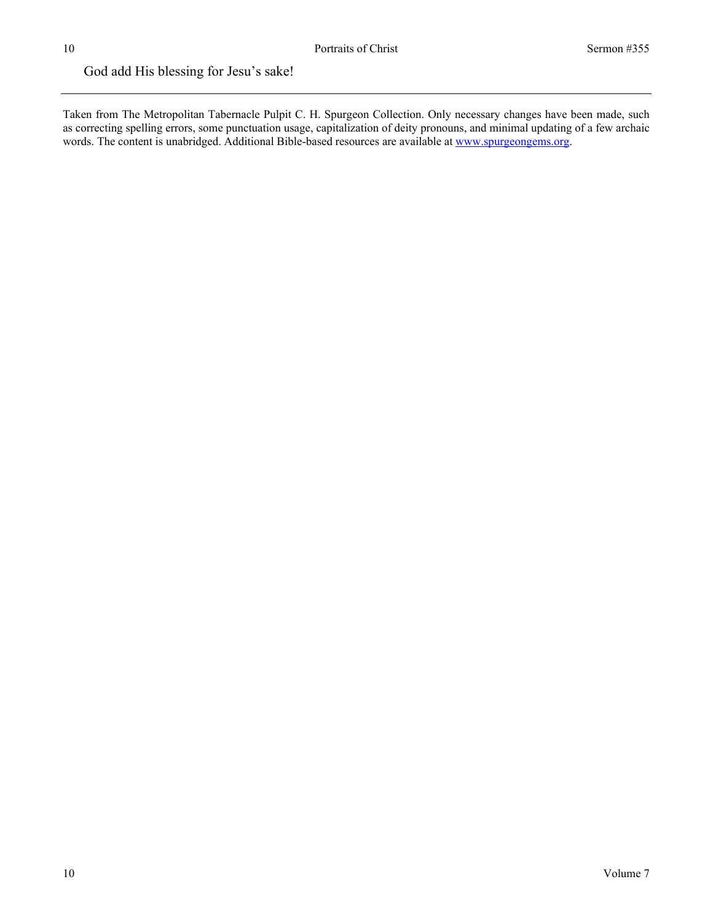God add His blessing for Jesu's sake!

---

Taken from The Metropolitan Tabernacle Pulpit C. H. Spurgeon Collection. Only necessary changes have been made, such as correcting spelling errors, some punctuation usage, capitalization of deity pronouns, and minimal updating of a few archaic words. The content is unabridged. Additional Bible-based resources are available at [www.spurgeongems.org](http://www.spurgeongems.org).